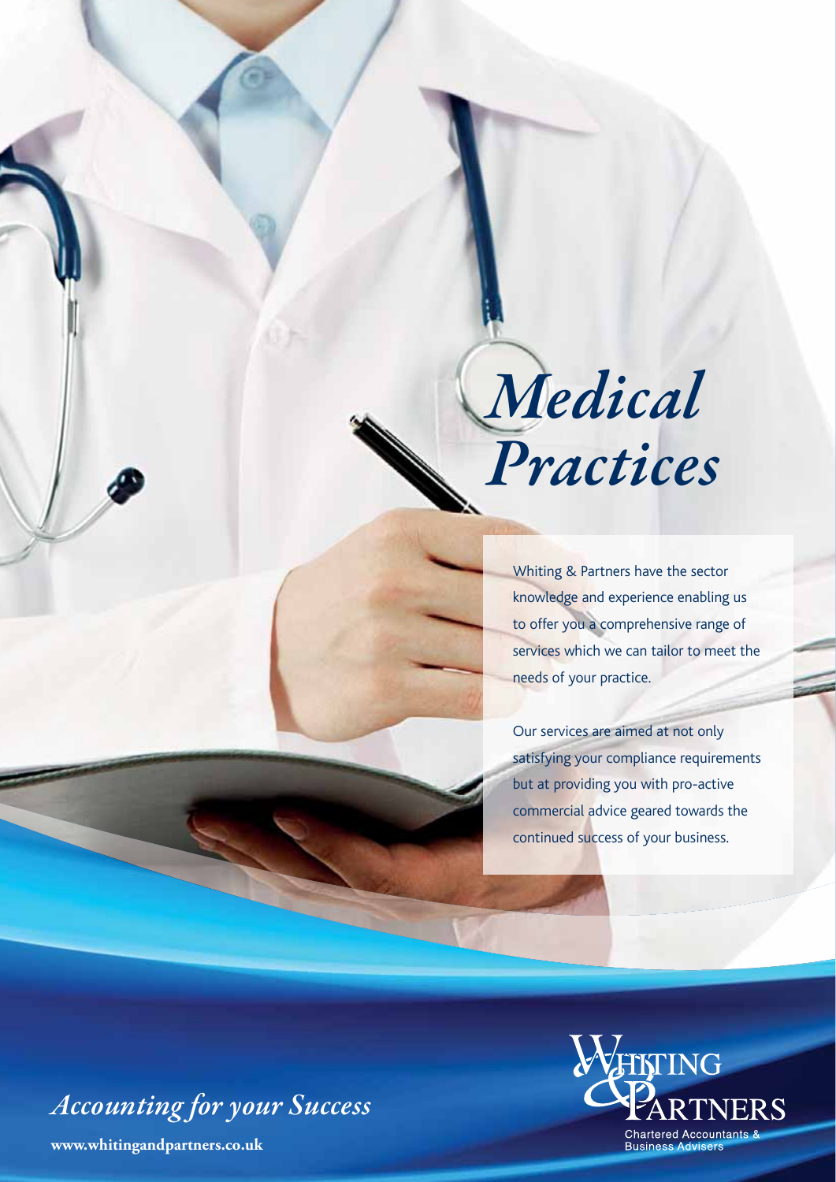# *Medical Practices*

Whiting & Partners have the sector knowledge and experience enabling us to offer you a comprehensive range of services which we can tailor to meet the needs of your practice.

Our services are aimed at not only satisfying your compliance requirements but at providing you with pro-active commercial advice geared towards the continued success of your business.

*Accounting for your Success*

**www.whitingandpartners.co.uk**

Whiting & Partners

Chartered Accountants & Business Advisers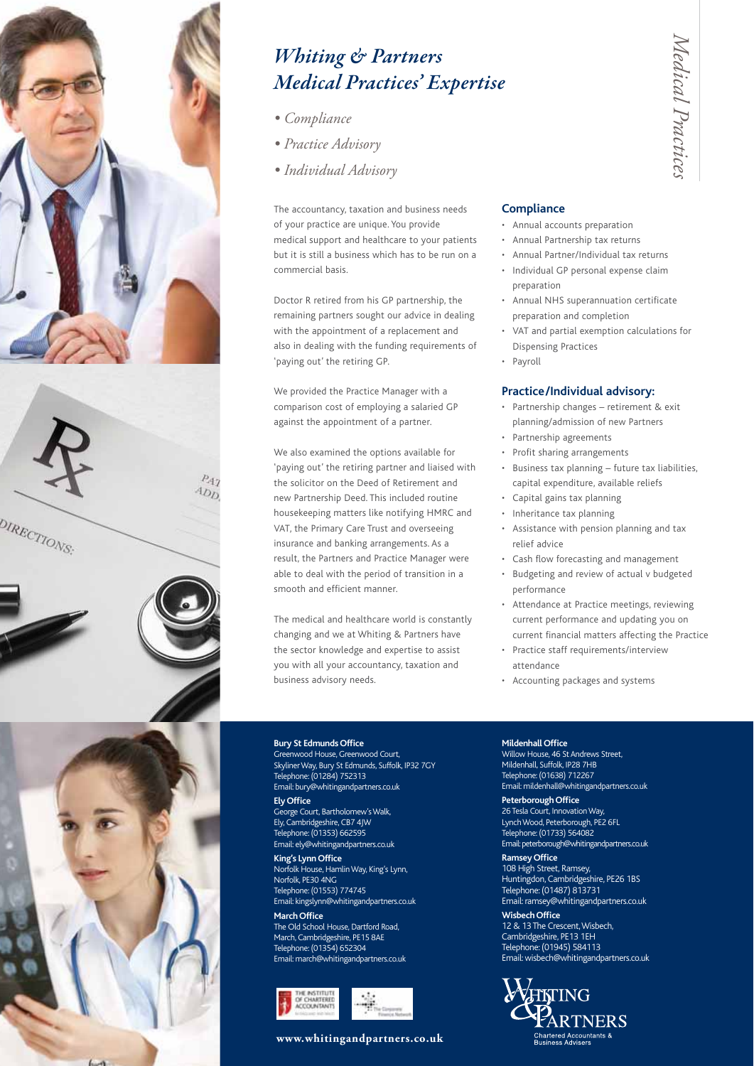# *Whiting & Partners Medical Practices' Expertise*

- *Compliance*
- *Practice Advisory*
- *Individual Advisory*

*Medical Practices*

The accountancy, taxation and business needs of your practice are unique. You provide medical support and healthcare to your patients but it is still a business which has to be run on a commercial basis.

Doctor R retired from his GP partnership, the remaining partners sought our advice in dealing with the appointment of a replacement and also in dealing with the funding requirements of 'paying out' the retiring GP.

We provided the Practice Manager with a comparison cost of employing a salaried GP against the appointment of a partner.

We also examined the options available for 'paying out' the retiring partner and liaised with the solicitor on the Deed of Retirement and new Partnership Deed. This included routine housekeeping matters like notifying HMRC and VAT, the Primary Care Trust and overseeing insurance and banking arrangements. As a result, the Partners and Practice Manager were able to deal with the period of transition in a smooth and efficient manner.

The medical and healthcare world is constantly changing and we at Whiting & Partners have the sector knowledge and expertise to assist you with all your accountancy, taxation and business advisory needs.

## Compliance

- Annual accounts preparation
- Annual Partnership tax returns
- Annual Partner/Individual tax returns
- Individual GP personal expense claim preparation
- Annual NHS superannuation certificate preparation and completion
- VAT and partial exemption calculations for Dispensing Practices
- Payroll

## Practice/Individual advisory:

- Partnership changes – retirement & exit planning/admission of new Partners
- Partnership agreements
- Profit sharing arrangements
- Business tax planning – future tax liabilities, capital expenditure, available reliefs
- Capital gains tax planning
- Inheritance tax planning
- Assistance with pension planning and tax relief advice
- Cash flow forecasting and management
- Budgeting and review of actual v budgeted performance
- Attendance at Practice meetings, reviewing current performance and updating you on current financial matters affecting the Practice
- Practice staff requirements/interview attendance
- Accounting packages and systems

**Bury St Edmunds Office**
Greenwood House, Greenwood Court,
Skyliner Way, Bury St Edmunds, Suffolk, IP32 7GY
Telephone: (01284) 752313
Email: bury@whitingandpartners.co.uk

**Ely Office**
George Court, Bartholomew's Walk,
Ely, Cambridgeshire, CB7 4JW
Telephone: (01353) 662595
Email: ely@whitingandpartners.co.uk

**King's Lynn Office**
Norfolk House, Hamlin Way, King's Lynn,
Norfolk, PE30 4NG
Telephone: (01553) 774745
Email: kingslynn@whitingandpartners.co.uk

**March Office**
The Old School House, Dartford Road,
March, Cambridgeshire, PE15 8AE
Telephone: (01354) 652304
Email: march@whitingandpartners.co.uk

**Mildenhall Office**
Willow House, 46 St Andrews Street,
Mildenhall, Suffolk, IP28 7HB
Telephone: (01638) 712267
Email: mildenhall@whitingandpartners.co.uk

**Peterborough Office**
26 Tesla Court, Innovation Way,
Lynch Wood, Peterborough, PE2 6FL
Telephone: (01733) 564082
Email: peterborough@whitingandpartners.co.uk

**Ramsey Office**
108 High Street, Ramsey,
Huntingdon, Cambridgeshire, PE26 1BS
Telephone: (01487) 813731
Email: ramsey@whitingandpartners.co.uk

**Wisbech Office**
12 & 13 The Crescent, Wisbech,
Cambridgeshire, PE13 1EH
Telephone: (01945) 584113
Email: wisbech@whitingandpartners.co.uk

THE INSTITUTE OF CHARTERED ACCOUNTANTS IN ENGLAND AND WALES

The Corporate Finance Network

**www.whitingandpartners.co.uk**

WHITING & PARTNERS
Chartered Accountants & Business Advisers